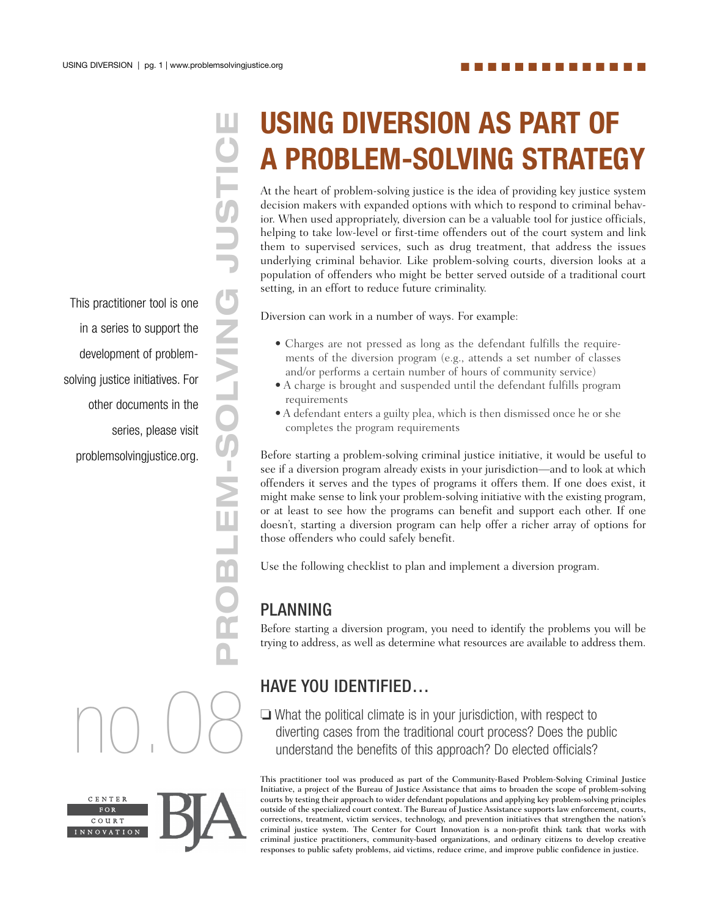# USING DIVERSION AS PART OF A PROBLEM-SOLVING STRATEGY

PROBLEM-SOLVING JUSTICE

no.08

This practitioner tool is one in a series to support the development of problem-solving justice initiatives. For other documents in the series, please visit problemsolvingjustice.org.

At the heart of problem-solving justice is the idea of providing key justice system decision makers with expanded options with which to respond to criminal behavior. When used appropriately, diversion can be a valuable tool for justice officials, helping to take low-level or first-time offenders out of the court system and link them to supervised services, such as drug treatment, that address the issues underlying criminal behavior. Like problem-solving courts, diversion looks at a population of offenders who might be better served outside of a traditional court setting, in an effort to reduce future criminality.

Diversion can work in a number of ways. For example:

- Charges are not pressed as long as the defendant fulfills the requirements of the diversion program (e.g., attends a set number of classes and/or performs a certain number of hours of community service)
- A charge is brought and suspended until the defendant fulfills program requirements
- A defendant enters a guilty plea, which is then dismissed once he or she completes the program requirements

Before starting a problem-solving criminal justice initiative, it would be useful to see if a diversion program already exists in your jurisdiction—and to look at which offenders it serves and the types of programs it offers them. If one does exist, it might make sense to link your problem-solving initiative with the existing program, or at least to see how the programs can benefit and support each other. If one doesn't, starting a diversion program can help offer a richer array of options for those offenders who could safely benefit.

Use the following checklist to plan and implement a diversion program.

## PLANNING

Before starting a diversion program, you need to identify the problems you will be trying to address, as well as determine what resources are available to address them.

## HAVE YOU IDENTIFIED…

- ❏ What the political climate is in your jurisdiction, with respect to diverting cases from the traditional court process? Does the public understand the benefits of this approach? Do elected officials?

This practitioner tool was produced as part of the Community-Based Problem-Solving Criminal Justice Initiative, a project of the Bureau of Justice Assistance that aims to broaden the scope of problem-solving courts by testing their approach to wider defendant populations and applying key problem-solving principles outside of the specialized court context. The Bureau of Justice Assistance supports law enforcement, courts, corrections, treatment, victim services, technology, and prevention initiatives that strengthen the nation's criminal justice system. The Center for Court Innovation is a non-profit think tank that works with criminal justice practitioners, community-based organizations, and ordinary citizens to develop creative responses to public safety problems, aid victims, reduce crime, and improve public confidence in justice.

CENTER FOR COURT INNOVATION

BJA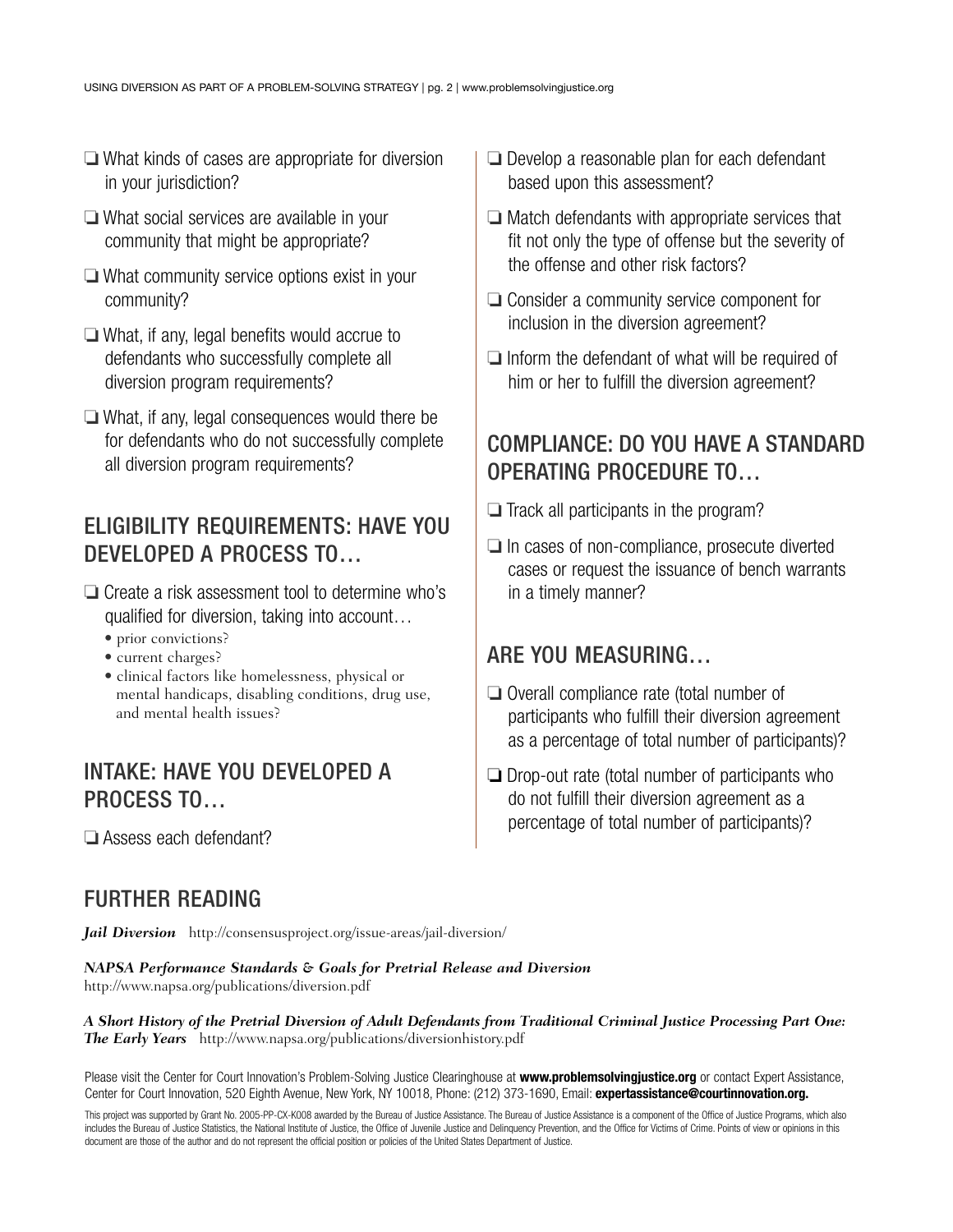- ❑ What kinds of cases are appropriate for diversion in your jurisdiction?
- ❑ What social services are available in your community that might be appropriate?
- ❑ What community service options exist in your community?
- ❑ What, if any, legal benefits would accrue to defendants who successfully complete all diversion program requirements?
- ❑ What, if any, legal consequences would there be for defendants who do not successfully complete all diversion program requirements?

## ELIGIBILITY REQUIREMENTS: HAVE YOU DEVELOPED A PROCESS TO…

- ❑ Create a risk assessment tool to determine who's qualified for diversion, taking into account…
  - prior convictions?
  - current charges?
  - clinical factors like homelessness, physical or mental handicaps, disabling conditions, drug use, and mental health issues?

## INTAKE: HAVE YOU DEVELOPED A PROCESS TO…

- ❑ Assess each defendant?
- ❑ Develop a reasonable plan for each defendant based upon this assessment?
- ❑ Match defendants with appropriate services that fit not only the type of offense but the severity of the offense and other risk factors?
- ❑ Consider a community service component for inclusion in the diversion agreement?
- ❑ Inform the defendant of what will be required of him or her to fulfill the diversion agreement?

## COMPLIANCE: DO YOU HAVE A STANDARD OPERATING PROCEDURE TO…

- ❑ Track all participants in the program?
- ❑ In cases of non-compliance, prosecute diverted cases or request the issuance of bench warrants in a timely manner?

## ARE YOU MEASURING…

- ❑ Overall compliance rate (total number of participants who fulfill their diversion agreement as a percentage of total number of participants)?
- ❑ Drop-out rate (total number of participants who do not fulfill their diversion agreement as a percentage of total number of participants)?

## FURTHER READING

***Jail Diversion*** http://consensusproject.org/issue-areas/jail-diversion/

***NAPSA Performance Standards & Goals for Pretrial Release and Diversion***
http://www.napsa.org/publications/diversion.pdf

***A Short History of the Pretrial Diversion of Adult Defendants from Traditional Criminal Justice Processing Part One: The Early Years*** http://www.napsa.org/publications/diversionhistory.pdf

Please visit the Center for Court Innovation's Problem-Solving Justice Clearinghouse at **www.problemsolvingjustice.org** or contact Expert Assistance, Center for Court Innovation, 520 Eighth Avenue, New York, NY 10018, Phone: (212) 373-1690, Email: **expertassistance@courtinnovation.org.**

This project was supported by Grant No. 2005-PP-CX-K008 awarded by the Bureau of Justice Assistance. The Bureau of Justice Assistance is a component of the Office of Justice Programs, which also includes the Bureau of Justice Statistics, the National Institute of Justice, the Office of Juvenile Justice and Delinquency Prevention, and the Office for Victims of Crime. Points of view or opinions in this document are those of the author and do not represent the official position or policies of the United States Department of Justice.